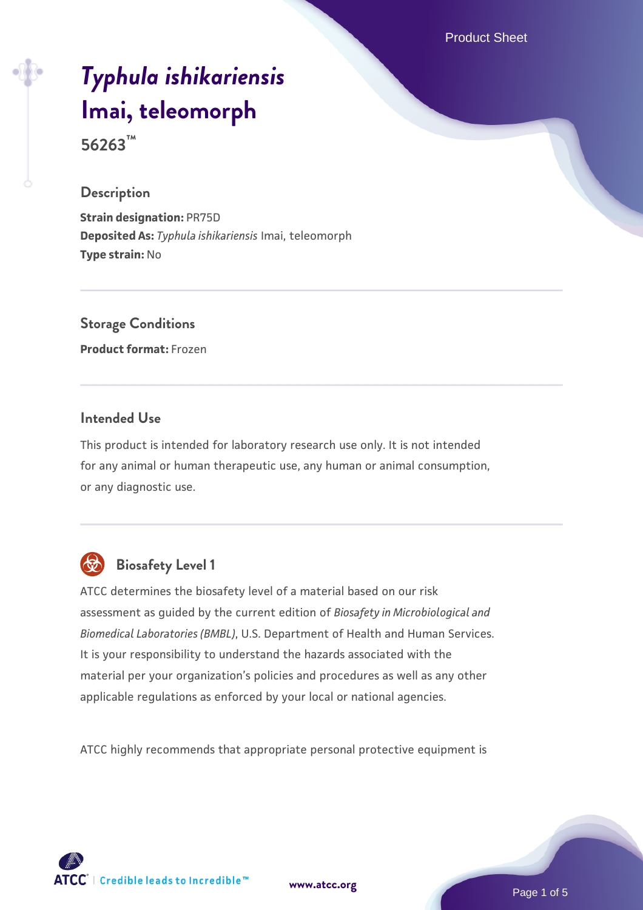# *Typhula ishikariensis* Imai, teleomorph

**56263™**

## Description

**Strain designation:** PR75D
**Deposited As:** *Typhula ishikariensis* Imai, teleomorph
**Type strain:** No

## Storage Conditions

**Product format:** Frozen

## Intended Use

This product is intended for laboratory research use only. It is not intended for any animal or human therapeutic use, any human or animal consumption, or any diagnostic use.

## Biosafety Level 1

ATCC determines the biosafety level of a material based on our risk assessment as guided by the current edition of *Biosafety in Microbiological and Biomedical Laboratories (BMBL)*, U.S. Department of Health and Human Services. It is your responsibility to understand the hazards associated with the material per your organization's policies and procedures as well as any other applicable regulations as enforced by your local or national agencies.

ATCC highly recommends that appropriate personal protective equipment is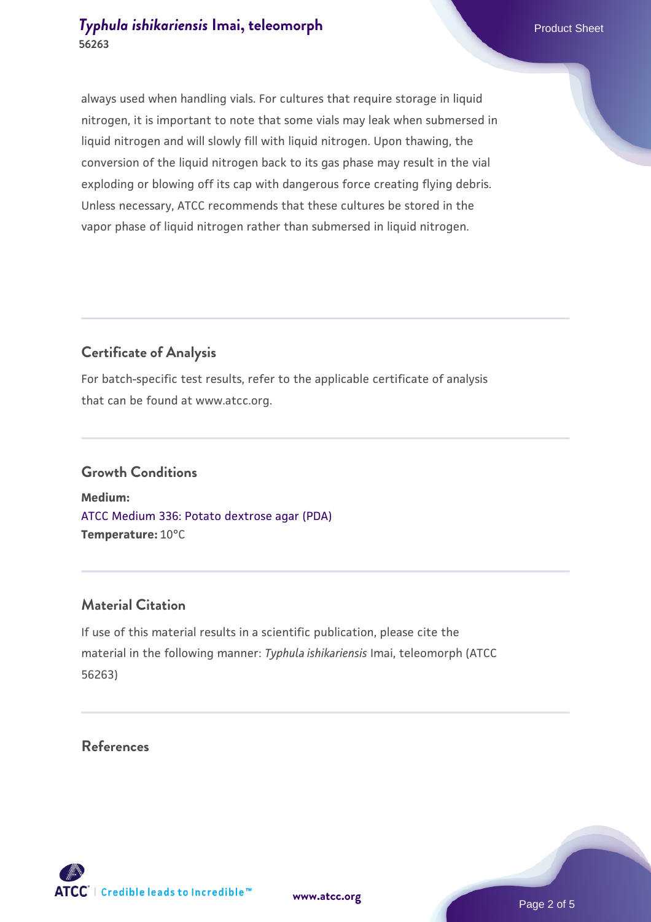always used when handling vials. For cultures that require storage in liquid nitrogen, it is important to note that some vials may leak when submersed in liquid nitrogen and will slowly fill with liquid nitrogen. Upon thawing, the conversion of the liquid nitrogen back to its gas phase may result in the vial exploding or blowing off its cap with dangerous force creating flying debris. Unless necessary, ATCC recommends that these cultures be stored in the vapor phase of liquid nitrogen rather than submersed in liquid nitrogen.

## Certificate of Analysis

For batch-specific test results, refer to the applicable certificate of analysis that can be found at www.atcc.org.

## Growth Conditions

**Medium:**
ATCC Medium 336: Potato dextrose agar (PDA)
**Temperature:** 10°C

## Material Citation

If use of this material results in a scientific publication, please cite the material in the following manner: *Typhula ishikariensis* Imai, teleomorph (ATCC 56263)

## References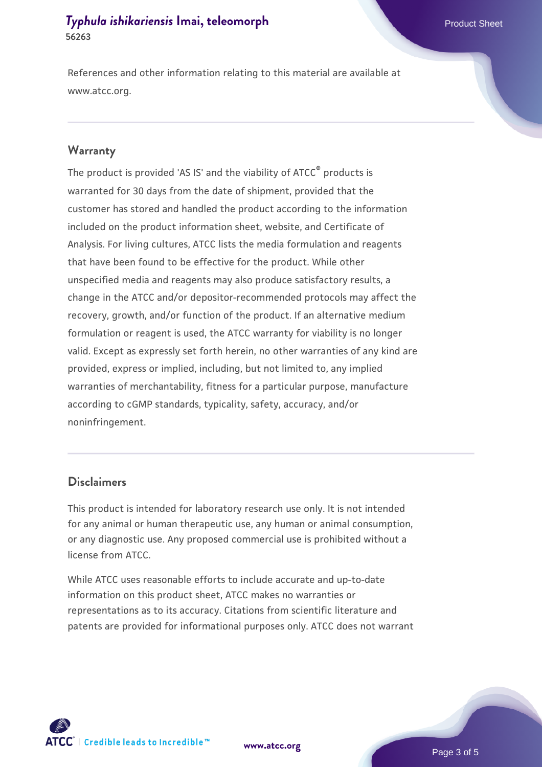References and other information relating to this material are available at www.atcc.org.

## Warranty

The product is provided 'AS IS' and the viability of ATCC® products is warranted for 30 days from the date of shipment, provided that the customer has stored and handled the product according to the information included on the product information sheet, website, and Certificate of Analysis. For living cultures, ATCC lists the media formulation and reagents that have been found to be effective for the product. While other unspecified media and reagents may also produce satisfactory results, a change in the ATCC and/or depositor-recommended protocols may affect the recovery, growth, and/or function of the product. If an alternative medium formulation or reagent is used, the ATCC warranty for viability is no longer valid. Except as expressly set forth herein, no other warranties of any kind are provided, express or implied, including, but not limited to, any implied warranties of merchantability, fitness for a particular purpose, manufacture according to cGMP standards, typicality, safety, accuracy, and/or noninfringement.

## Disclaimers

This product is intended for laboratory research use only. It is not intended for any animal or human therapeutic use, any human or animal consumption, or any diagnostic use. Any proposed commercial use is prohibited without a license from ATCC.

While ATCC uses reasonable efforts to include accurate and up-to-date information on this product sheet, ATCC makes no warranties or representations as to its accuracy. Citations from scientific literature and patents are provided for informational purposes only. ATCC does not warrant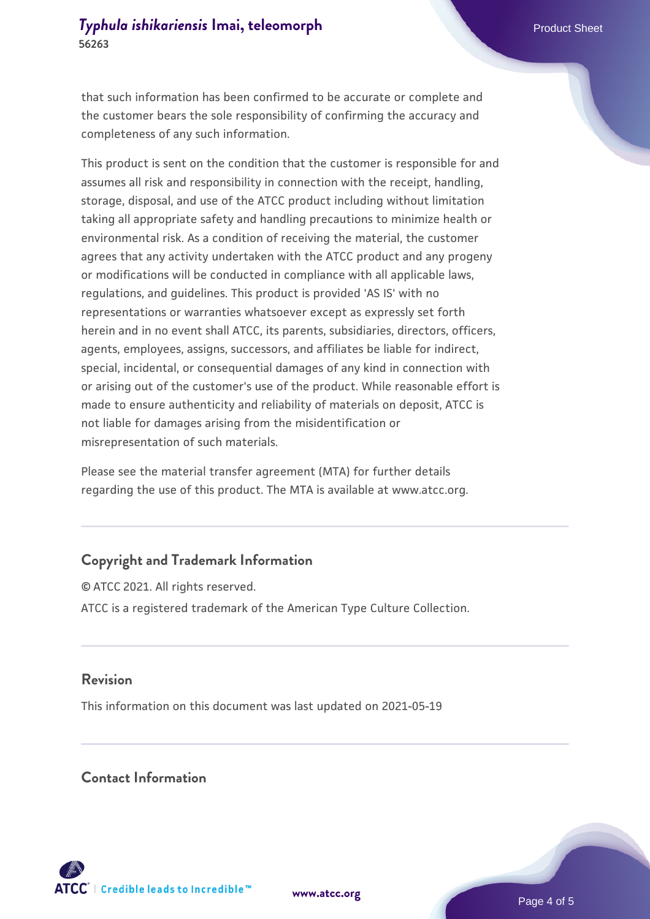that such information has been confirmed to be accurate or complete and the customer bears the sole responsibility of confirming the accuracy and completeness of any such information.

This product is sent on the condition that the customer is responsible for and assumes all risk and responsibility in connection with the receipt, handling, storage, disposal, and use of the ATCC product including without limitation taking all appropriate safety and handling precautions to minimize health or environmental risk. As a condition of receiving the material, the customer agrees that any activity undertaken with the ATCC product and any progeny or modifications will be conducted in compliance with all applicable laws, regulations, and guidelines. This product is provided 'AS IS' with no representations or warranties whatsoever except as expressly set forth herein and in no event shall ATCC, its parents, subsidiaries, directors, officers, agents, employees, assigns, successors, and affiliates be liable for indirect, special, incidental, or consequential damages of any kind in connection with or arising out of the customer's use of the product. While reasonable effort is made to ensure authenticity and reliability of materials on deposit, ATCC is not liable for damages arising from the misidentification or misrepresentation of such materials.

Please see the material transfer agreement (MTA) for further details regarding the use of this product. The MTA is available at www.atcc.org.

## Copyright and Trademark Information

© ATCC 2021. All rights reserved.

ATCC is a registered trademark of the American Type Culture Collection.

## Revision

This information on this document was last updated on 2021-05-19

## Contact Information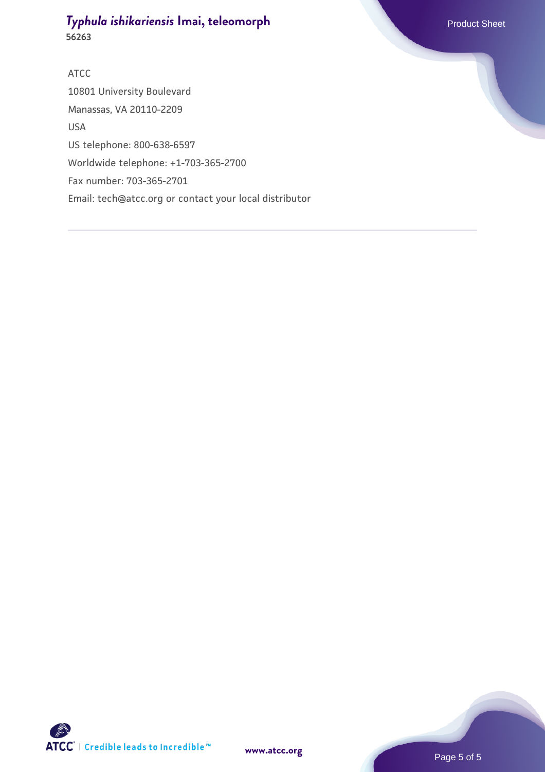ATCC

10801 University Boulevard

Manassas, VA 20110-2209

USA

US telephone: 800-638-6597

Worldwide telephone: +1-703-365-2700

Fax number: 703-365-2701

Email: tech@atcc.org or contact your local distributor